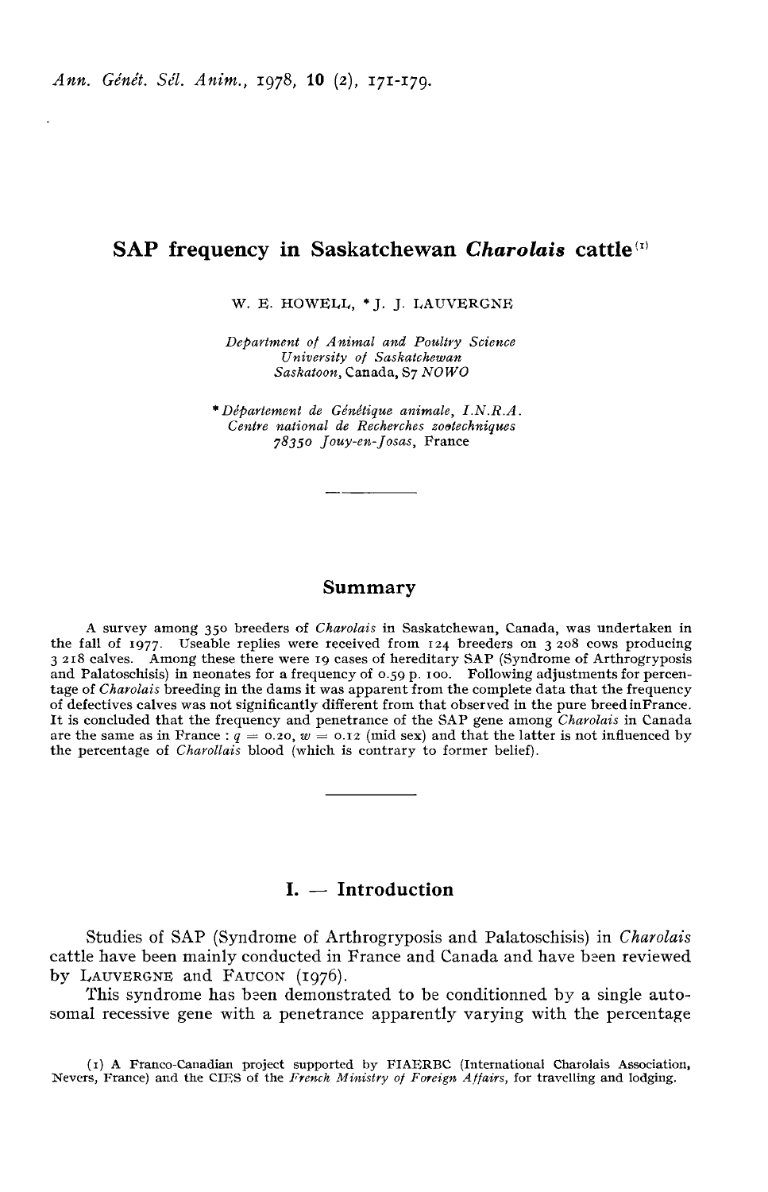# SAP frequency in Saskatchewan *Charolais* cattle [1]

W. E. HOWELL, * J. J. LAUVERGNE

*Department of Animal and Poultry Science*
*University of Saskatchewan*
*Saskatoon*, Canada, S7 *NOWO*

* *Département de Génétique animale, I.N.R.A.*
*Centre national de Recherches zootechniques*
*78350 Jouy-en-Josas*, France

## Summary

A survey among 350 breeders of *Charolais* in Saskatchewan, Canada, was undertaken in the fall of 1977. Useable replies were received from 124 breeders on 3 208 cows producing 3 218 calves. Among these there were 19 cases of hereditary SAP (Syndrome of Arthrogryposis and Palatoschisis) in neonates for a frequency of 0.59 p. 100. Following adjustments for percentage of *Charolais* breeding in the dams it was apparent from the complete data that the frequency of defectives calves was not significantly different from that observed in the pure breed inFrance. It is concluded that the frequency and penetrance of the SAP gene among *Charolais* in Canada are the same as in France : $q = 0.20$, $w = 0.12$ (mid sex) and that the latter is not influenced by the percentage of *Charollais* blood (which is contrary to former belief).

## I. — Introduction

Studies of SAP (Syndrome of Arthrogryposis and Palatoschisis) in *Charolais* cattle have been mainly conducted in France and Canada and have been reviewed by LAUVERGNE and FAUCON (1976).

This syndrome has been demonstrated to be conditionned by a single autosomal recessive gene with a penetrance apparently varying with the percentage

[1] A Franco-Canadian project supported by FIAERBC (International Charolais Association, Nevers, France) and the CIES of the *French Ministry of Foreign Affairs*, for travelling and lodging.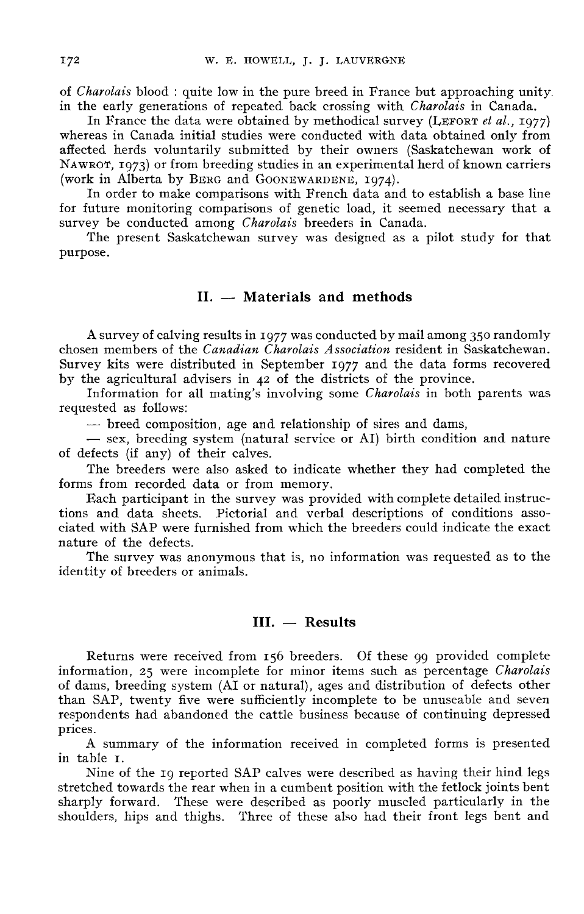of *Charolais* blood : quite low in the pure breed in France but approaching unity in the early generations of repeated back crossing with *Charolais* in Canada.

In France the data were obtained by methodical survey (LEFORT *et al.*, 1977) whereas in Canada initial studies were conducted with data obtained only from affected herds voluntarily submitted by their owners (Saskatchewan work of NAWROT, 1973) or from breeding studies in an experimental herd of known carriers (work in Alberta by BERG and GOONEWARDENE, 1974).

In order to make comparisons with French data and to establish a base line for future monitoring comparisons of genetic load, it seemed necessary that a survey be conducted among *Charolais* breeders in Canada.

The present Saskatchewan survey was designed as a pilot study for that purpose.

## II. — Materials and methods

A survey of calving results in 1977 was conducted by mail among 350 randomly chosen members of the *Canadian Charolais Association* resident in Saskatchewan. Survey kits were distributed in September 1977 and the data forms recovered by the agricultural advisers in 42 of the districts of the province.

Information for all mating's involving some *Charolais* in both parents was requested as follows:

— breed composition, age and relationship of sires and dams,

— sex, breeding system (natural service or AI) birth condition and nature of defects (if any) of their calves.

The breeders were also asked to indicate whether they had completed the forms from recorded data or from memory.

Each participant in the survey was provided with complete detailed instructions and data sheets. Pictorial and verbal descriptions of conditions associated with SAP were furnished from which the breeders could indicate the exact nature of the defects.

The survey was anonymous that is, no information was requested as to the identity of breeders or animals.

## III. — Results

Returns were received from 156 breeders. Of these 99 provided complete information, 25 were incomplete for minor items such as percentage *Charolais* of dams, breeding system (AI or natural), ages and distribution of defects other than SAP, twenty five were sufficiently incomplete to be unuseable and seven respondents had abandoned the cattle business because of continuing depressed prices.

A summary of the information received in completed forms is presented in table 1.

Nine of the 19 reported SAP calves were described as having their hind legs stretched towards the rear when in a cumbent position with the fetlock joints bent sharply forward. These were described as poorly muscled particularly in the shoulders, hips and thighs. Three of these also had their front legs bent and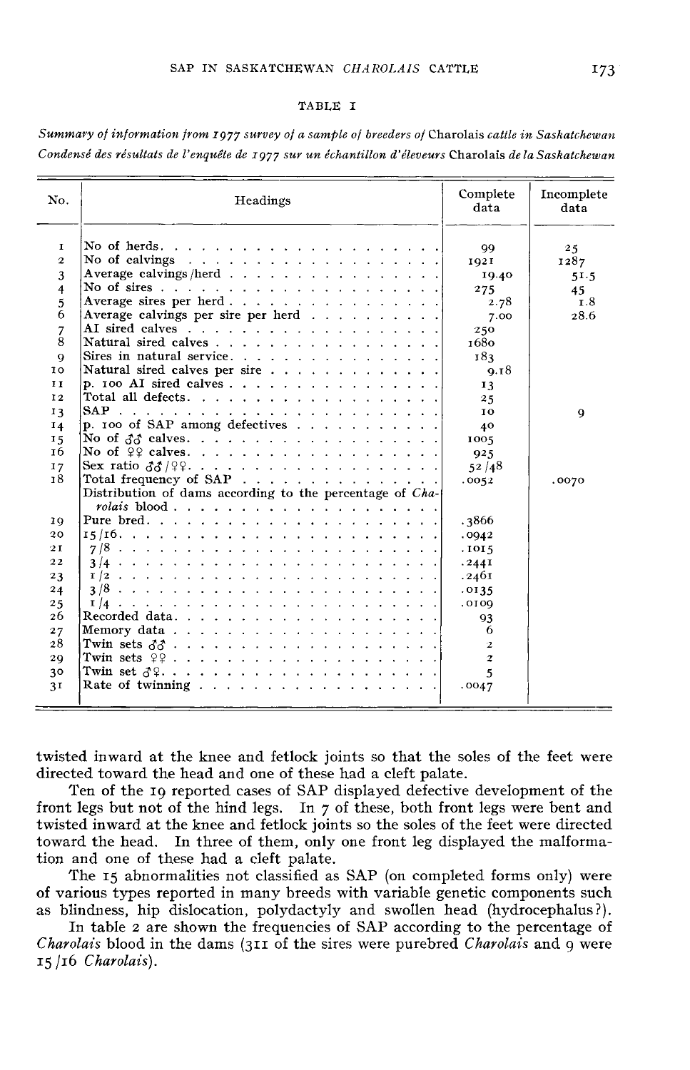TABLE I

*Summary of information from 1977 survey of a sample of breeders of* Charolais *cattle in Saskatchewan*
*Condensé des résultats de l'enquête de 1977 sur un échantillon d'éleveurs* Charolais *de la Saskatchewan*

| No. | Headings | Complete data | Incomplete data |
|---|---|---|---|
| 1 | No of herds | 99 | 25 |
| 2 | No of calvings | 1921 | 1287 |
| 3 | Average calvings/herd | 19.40 | 51.5 |
| 4 | No of sires | 275 | 45 |
| 5 | Average sires per herd | 2.78 | 1.8 |
| 6 | Average calvings per sire per herd | 7.00 | 28.6 |
| 7 | AI sired calves | 250 | |
| 8 | Natural sired calves | 1680 | |
| 9 | Sires in natural service | 183 | |
| 10 | Natural sired calves per sire | 9.18 | |
| 11 | p. 100 AI sired calves | 13 | |
| 12 | Total all defects | 25 | |
| 13 | SAP | 10 | 9 |
| 14 | p. 100 of SAP among defectives | 40 | |
| 15 | No of ♂♂ calves | 1005 | |
| 16 | No of ♀♀ calves | 925 | |
| 17 | Sex ratio ♂♂/♀♀ | 52/48 | |
| 18 | Total frequency of SAP | .0052 | .0070 |
| | Distribution of dams according to the percentage of *Charolais* blood | | |
| 19 | Pure bred | .3866 | |
| 20 | 15/16 | .0942 | |
| 21 | 7/8 | .1015 | |
| 22 | 3/4 | .2441 | |
| 23 | 1/2 | .2461 | |
| 24 | 3/8 | .0135 | |
| 25 | 1/4 | .0109 | |
| 26 | Recorded data | 93 | |
| 27 | Memory data | 6 | |
| 28 | Twin sets ♂♂ | 2 | |
| 29 | Twin sets ♀♀ | 2 | |
| 30 | Twin set ♂♀ | 5 | |
| 31 | Rate of twinning | .0047 | |

twisted inward at the knee and fetlock joints so that the soles of the feet were directed toward the head and one of these had a cleft palate.

Ten of the 19 reported cases of SAP displayed defective development of the front legs but not of the hind legs. In 7 of these, both front legs were bent and twisted inward at the knee and fetlock joints so the soles of the feet were directed toward the head. In three of them, only one front leg displayed the malformation and one of these had a cleft palate.

The 15 abnormalities not classified as SAP (on completed forms only) were of various types reported in many breeds with variable genetic components such as blindness, hip dislocation, polydactyly and swollen head (hydrocephalus?).

In table 2 are shown the frequencies of SAP according to the percentage of *Charolais* blood in the dams (311 of the sires were purebred *Charolais* and 9 were 15/16 *Charolais*).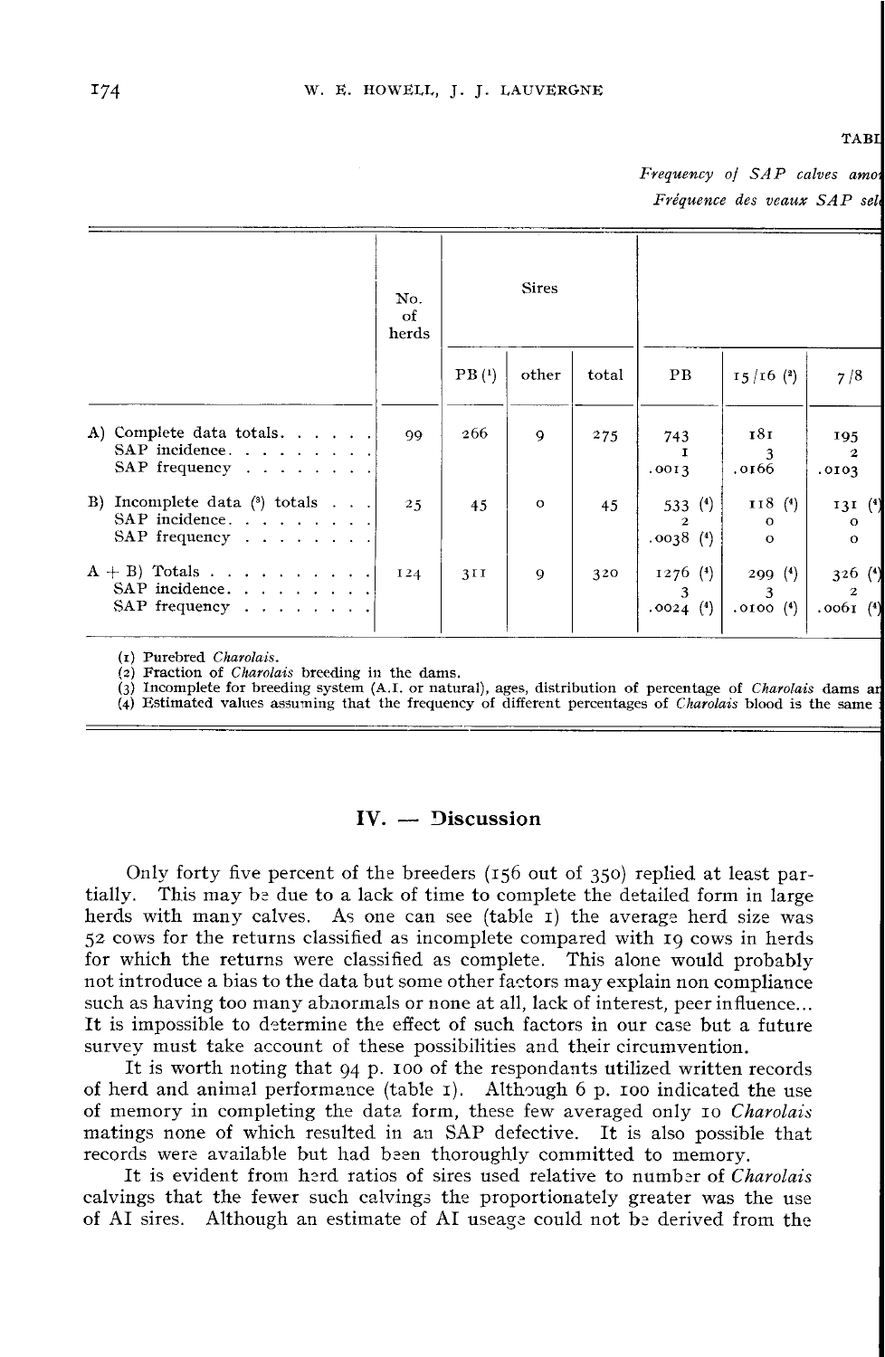TABL

*Frequency of SAP calves amo*

*Fréquence des veaux SAP sel*

| | No. of herds | Sires | | | | | |
|---|---|---|---|---|---|---|---|
| | | PB (1) | other | total | PB | 15/16 (2) | 7/8 |
| A) Complete data totals | 99 | 266 | 9 | 275 | 743 | 181 | 195 |
| SAP incidence | | | | | 1 | 3 | 2 |
| SAP frequency | | | | | .0013 | .0166 | .0103 |
| B) Incomplete data (3) totals | 25 | 45 | 0 | 45 | 533 (4) | 118 (4) | 131 (4) |
| SAP incidence | | | | | 2 | 0 | 0 |
| SAP frequency | | | | | .0038 (4) | 0 | 0 |
| A + B) Totals | 124 | 311 | 9 | 320 | 1276 (4) | 299 (4) | 326 (4) |
| SAP incidence | | | | | 3 | 3 | 2 |
| SAP frequency | | | | | .0024 (4) | .0100 (4) | .0061 (4) |

(1) Purebred *Charolais*.
(2) Fraction of *Charolais* breeding in the dams.
(3) Incomplete for breeding system (A.I. or natural), ages, distribution of percentage of *Charolais* dams ar
(4) Estimated values assuming that the frequency of different percentages of *Charolais* blood is the same

## IV. — Discussion

Only forty five percent of the breeders (156 out of 350) replied at least partially. This may be due to a lack of time to complete the detailed form in large herds with many calves. As one can see (table 1) the average herd size was 52 cows for the returns classified as incomplete compared with 19 cows in herds for which the returns were classified as complete. This alone would probably not introduce a bias to the data but some other factors may explain non compliance such as having too many abnormals or none at all, lack of interest, peer influence... It is impossible to determine the effect of such factors in our case but a future survey must take account of these possibilities and their circumvention.

It is worth noting that 94 p. 100 of the respondants utilized written records of herd and animal performance (table 1). Although 6 p. 100 indicated the use of memory in completing the data form, these few averaged only 10 *Charolais* matings none of which resulted in an SAP defective. It is also possible that records were available but had been thoroughly committed to memory.

It is evident from herd ratios of sires used relative to number of *Charolais* calvings that the fewer such calvings the proportionately greater was the use of AI sires. Although an estimate of AI useage could not be derived from the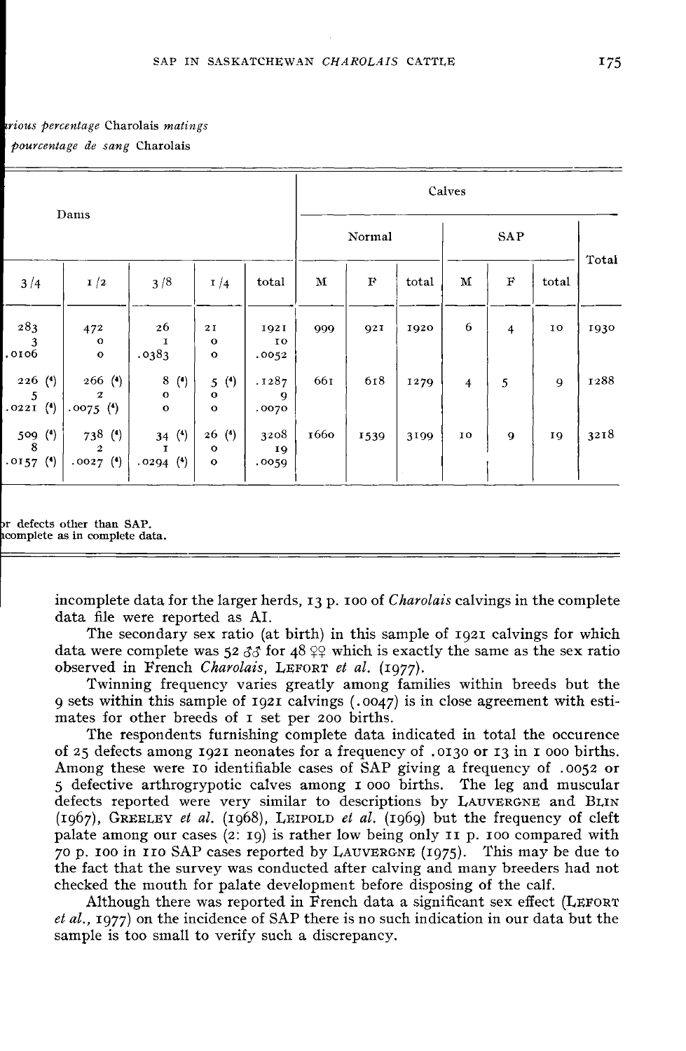*rious percentage* Charolais *matings*

*pourcentage de sang* Charolais

| Dams | | | | | Calves | | | | | | |
|---|---|---|---|---|---|---|---|---|---|---|---|
| | | | | | Normal | | | SAP | | | Total |
| 3/4 | 1/2 | 3/8 | 1/4 | total | M | F | total | M | F | total | |
| 283<br>3<br>.0106 | 472<br>0<br>0 | 26<br>1<br>.0383 | 21<br>0<br>0 | 1921<br>10<br>.0052 | 999 | 921 | 1920 | 6 | 4 | 10 | 1930 |
| 226 (4)<br>5<br>.0221 (4) | 266 (4)<br>2<br>.0075 (4) | 8 (4)<br>0<br>0 | 5 (4)<br>0<br>0 | .1287<br>9<br>.0070 | 661 | 618 | 1279 | 4 | 5 | 9 | 1288 |
| 509 (4)<br>8<br>.0157 (4) | 738 (4)<br>2<br>.0027 (4) | 34 (4)<br>1<br>.0294 (4) | 26 (4)<br>0<br>0 | 3208<br>19<br>.0059 | 1660 | 1539 | 3199 | 10 | 9 | 19 | 3218 |

...r defects other than SAP.
...complete as in complete data.

incomplete data for the larger herds, 13 p. 100 of *Charolais* calvings in the complete data file were reported as AI.

The secondary sex ratio (at birth) in this sample of 1921 calvings for which data were complete was 52 ♂♂ for 48 ♀♀ which is exactly the same as the sex ratio observed in French *Charolais*, LEFORT *et al.* (1977).

Twinning frequency varies greatly among families within breeds but the 9 sets within this sample of 1921 calvings (.0047) is in close agreement with estimates for other breeds of 1 set per 200 births.

The respondents furnishing complete data indicated in total the occurence of 25 defects among 1921 neonates for a frequency of .0130 or 13 in 1 000 births. Among these were 10 identifiable cases of SAP giving a frequency of .0052 or 5 defective arthrogrypotic calves among 1 000 births. The leg and muscular defects reported were very similar to descriptions by LAUVERGNE and BLIN (1967), GREELEY *et al.* (1968), LEIPOLD *et al.* (1969) but the frequency of cleft palate among our cases (2: 19) is rather low being only 11 p. 100 compared with 70 p. 100 in 110 SAP cases reported by LAUVERGNE (1975). This may be due to the fact that the survey was conducted after calving and many breeders had not checked the mouth for palate development before disposing of the calf.

Although there was reported in French data a significant sex effect (LEFORT *et al.*, 1977) on the incidence of SAP there is no such indication in our data but the sample is too small to verify such a discrepancy.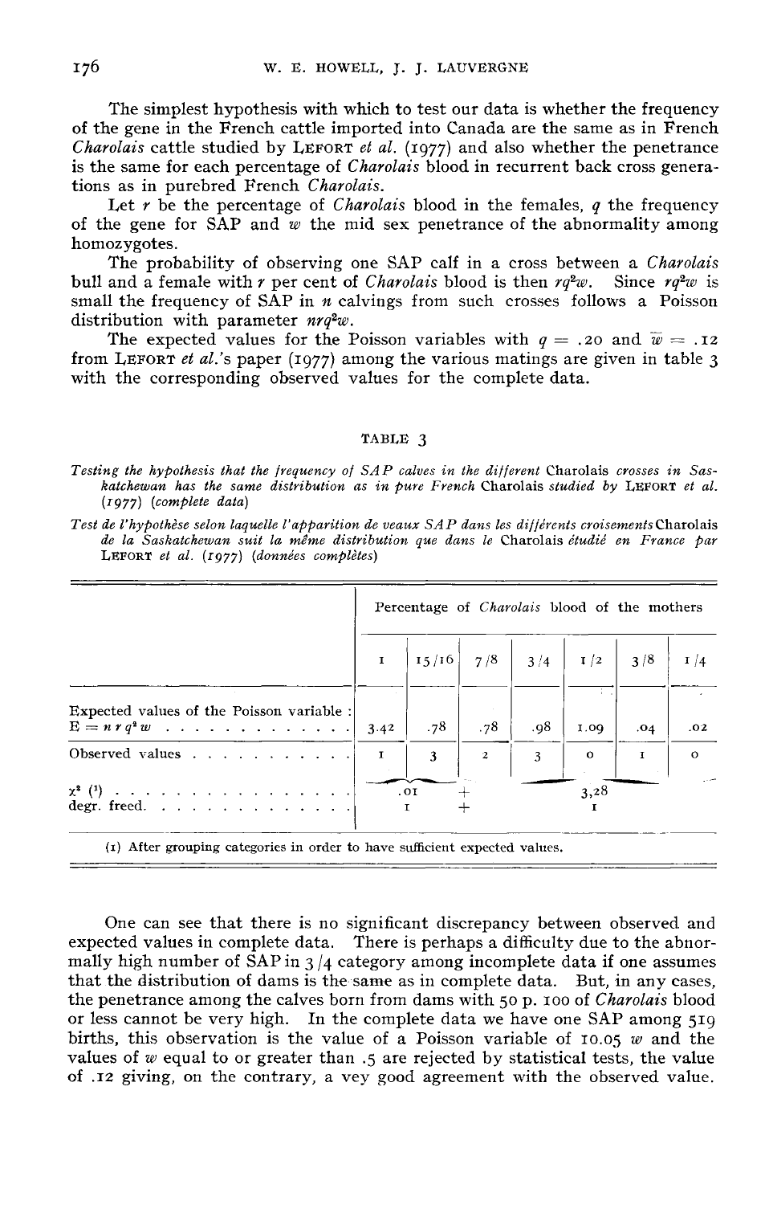The simplest hypothesis with which to test our data is whether the frequency of the gene in the French cattle imported into Canada are the same as in French *Charolais* cattle studied by LEFORT *et al.* (1977) and also whether the penetrance is the same for each percentage of *Charolais* blood in recurrent back cross generations as in purebred French *Charolais*.

Let $r$ be the percentage of *Charolais* blood in the females, $q$ the frequency of the gene for SAP and $w$ the mid sex penetrance of the abnormality among homozygotes.

The probability of observing one SAP calf in a cross between a *Charolais* bull and a female with $r$ per cent of *Charolais* blood is then $rq^2w$. Since $rq^2w$ is small the frequency of SAP in $n$ calvings from such crosses follows a Poisson distribution with parameter $nrq^2w$.

The expected values for the Poisson variables with $q = .20$ and $\bar{w} = .12$ from LEFORT *et al.*'s paper (1977) among the various matings are given in table 3 with the corresponding observed values for the complete data.

TABLE 3

*Testing the hypothesis that the frequency of SAP calves in the different* Charolais *crosses in Saskatchewan has the same distribution as in pure French* Charolais *studied by* LEFORT *et al.* *(1977) (complete data)*

*Test de l'hypothèse selon laquelle l'apparition de veaux SAP dans les différents croisements* Charolais *de la Saskatchewan suit la même distribution que dans le* Charolais *étudié en France par* LEFORT *et al.* *(1977) (données complètes)*

| | Percentage of *Charolais* blood of the mothers | | | | | | |
|---|---|---|---|---|---|---|---|
| | 1 | 15/16 | 7/8 | 3/4 | 1/2 | 3/8 | 1/4 |
| Expected values of the Poisson variable : $E = n\,r\,q^2\,w$ | 3.42 | .78 | .78 | .98 | 1.09 | .04 | .02 |
| Observed values | 1 | 3 | 2 | 3 | 0 | 1 | 0 |
| $\chi^2$ (1) | .01 | | | | 3,28 | | |
| degr. freed. | 1 | | | | 1 | | |

(1) After grouping categories in order to have sufficient expected values.

One can see that there is no significant discrepancy between observed and expected values in complete data. There is perhaps a difficulty due to the abnormally high number of SAP in 3/4 category among incomplete data if one assumes that the distribution of dams is the same as in complete data. But, in any cases, the penetrance among the calves born from dams with 50 p. 100 of *Charolais* blood or less cannot be very high. In the complete data we have one SAP among 519 births, this observation is the value of a Poisson variable of $10.05\,w$ and the values of $w$ equal to or greater than .5 are rejected by statistical tests, the value of .12 giving, on the contrary, a vey good agreement with the observed value.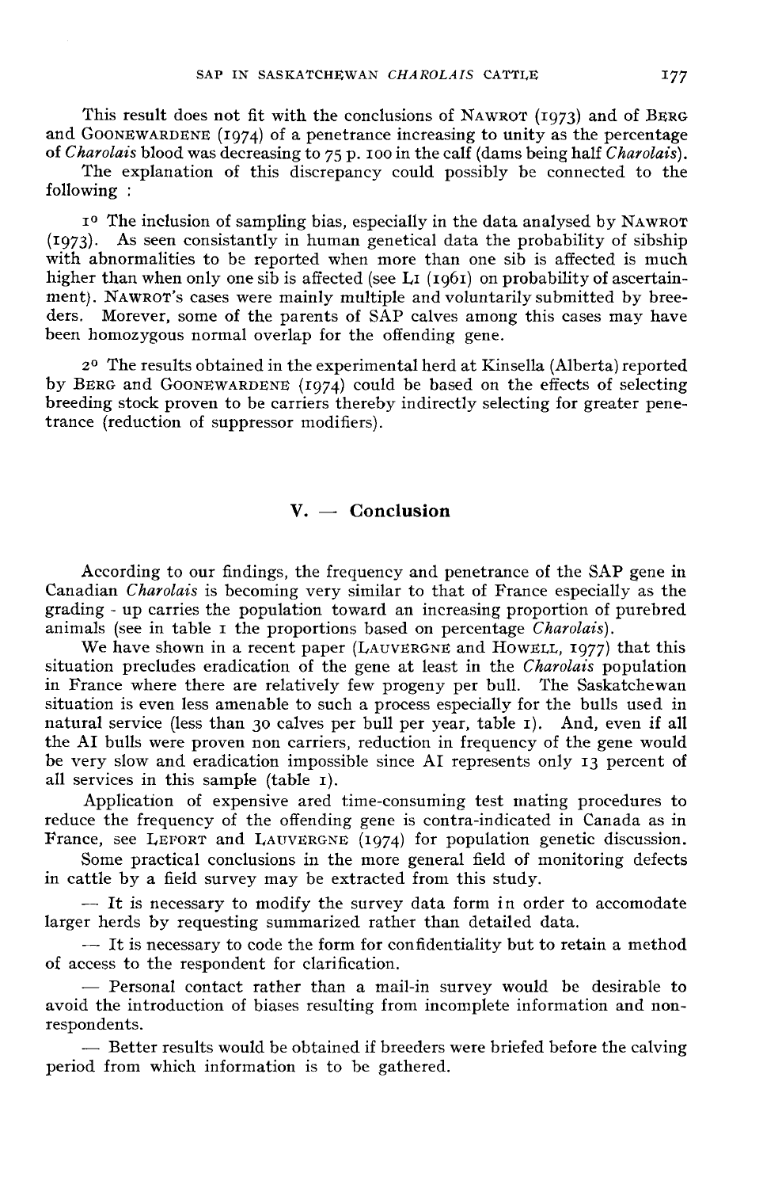This result does not fit with the conclusions of NAWROT (1973) and of BERG and GOONEWARDENE (1974) of a penetrance increasing to unity as the percentage of *Charolais* blood was decreasing to 75 p. 100 in the calf (dams being half *Charolais*).

The explanation of this discrepancy could possibly be connected to the following :

1° The inclusion of sampling bias, especially in the data analysed by NAWROT (1973). As seen consistantly in human genetical data the probability of sibship with abnormalities to be reported when more than one sib is affected is much higher than when only one sib is affected (see LI (1961) on probability of ascertainment). NAWROT's cases were mainly multiple and voluntarily submitted by breeders. Morever, some of the parents of SAP calves among this cases may have been homozygous normal overlap for the offending gene.

2° The results obtained in the experimental herd at Kinsella (Alberta) reported by BERG and GOONEWARDENE (1974) could be based on the effects of selecting breeding stock proven to be carriers thereby indirectly selecting for greater penetrance (reduction of suppressor modifiers).

## V. — Conclusion

According to our findings, the frequency and penetrance of the SAP gene in Canadian *Charolais* is becoming very similar to that of France especially as the grading - up carries the population toward an increasing proportion of purebred animals (see in table 1 the proportions based on percentage *Charolais*).

We have shown in a recent paper (LAUVERGNE and HOWELL, 1977) that this situation precludes eradication of the gene at least in the *Charolais* population in France where there are relatively few progeny per bull. The Saskatchewan situation is even less amenable to such a process especially for the bulls used in natural service (less than 30 calves per bull per year, table 1). And, even if all the AI bulls were proven non carriers, reduction in frequency of the gene would be very slow and eradication impossible since AI represents only 13 percent of all services in this sample (table 1).

Application of expensive ared time-consuming test mating procedures to reduce the frequency of the offending gene is contra-indicated in Canada as in France, see LEFORT and LAUVERGNE (1974) for population genetic discussion.

Some practical conclusions in the more general field of monitoring defects in cattle by a field survey may be extracted from this study.

— It is necessary to modify the survey data form in order to accomodate larger herds by requesting summarized rather than detailed data.

— It is necessary to code the form for confidentiality but to retain a method of access to the respondent for clarification.

— Personal contact rather than a mail-in survey would be desirable to avoid the introduction of biases resulting from incomplete information and non-respondents.

— Better results would be obtained if breeders were briefed before the calving period from which information is to be gathered.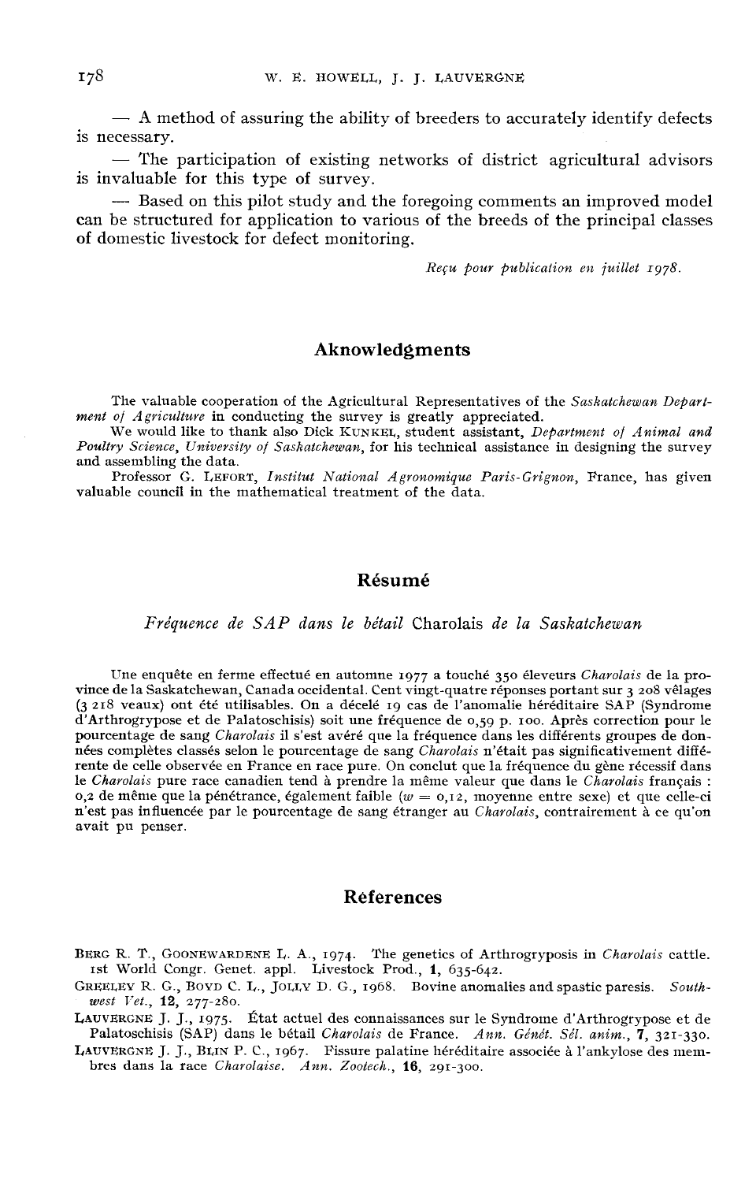— A method of assuring the ability of breeders to accurately identify defects is necessary.

— The participation of existing networks of district agricultural advisors is invaluable for this type of survey.

— Based on this pilot study and the foregoing comments an improved model can be structured for application to various of the breeds of the principal classes of domestic livestock for defect monitoring.

*Reçu pour publication en juillet 1978.*

## Aknowledgments

The valuable cooperation of the Agricultural Representatives of the *Saskatchewan Department of Agriculture* in conducting the survey is greatly appreciated.

We would like to thank also Dick KUNKEL, student assistant, *Department of Animal and Poultry Science, University of Saskatchewan*, for his technical assistance in designing the survey and assembling the data.

Professor G. LEFORT, *Institut National Agronomique Paris-Grignon*, France, has given valuable council in the mathematical treatment of the data.

## Résumé

### *Fréquence de SAP dans le bétail* Charolais *de la Saskatchewan*

Une enquête en ferme effectué en automne 1977 a touché 350 éleveurs *Charolais* de la province de la Saskatchewan, Canada occidental. Cent vingt-quatre réponses portant sur 3 208 vêlages (3 218 veaux) ont été utilisables. On a décelé 19 cas de l'anomalie héréditaire SAP (Syndrome d'Arthrogrypose et de Palatoschisis) soit une fréquence de 0,59 p. 100. Après correction pour le pourcentage de sang *Charolais* il s'est avéré que la fréquence dans les différents groupes de données complètes classés selon le pourcentage de sang *Charolais* n'était pas significativement différente de celle observée en France en race pure. On conclut que la fréquence du gène récessif dans le *Charolais* pure race canadien tend à prendre la même valeur que dans le *Charolais* français : 0,2 de même que la pénétrance, également faible ($w = 0{,}12$, moyenne entre sexe) et que celle-ci n'est pas influencée par le pourcentage de sang étranger au *Charolais*, contrairement à ce qu'on avait pu penser.

## Réferences

BERG R. T., GOONEWARDENE L. A., 1974. The genetics of Arthrogryposis in *Charolais* cattle. 1st World Congr. Genet. appl. Livestock Prod., **1**, 635-642.

GREELEY R. G., BOYD C. L., JOLLY D. G., 1968. Bovine anomalies and spastic paresis. *Southwest Vet.*, **12**, 277-280.

LAUVERGNE J. J., 1975. État actuel des connaissances sur le Syndrome d'Arthrogrypose et de Palatoschisis (SAP) dans le bétail *Charolais* de France. *Ann. Génét. Sél. anim.*, **7**, 321-330.

LAUVERGNE J. J., BLIN P. C., 1967. Fissure palatine héréditaire associée à l'ankylose des membres dans la race *Charolaise*. *Ann. Zootech.*, **16**, 291-300.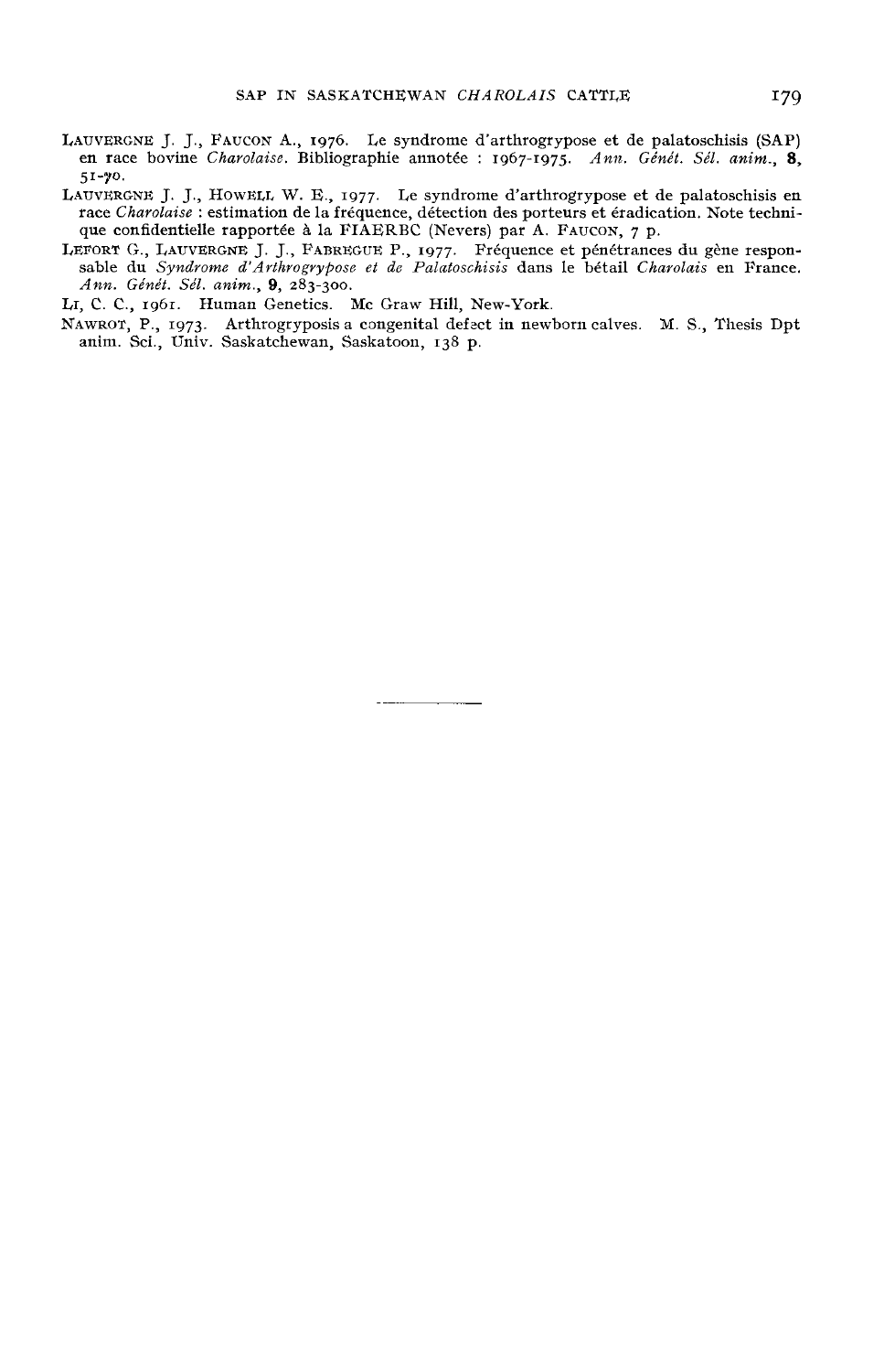LAUVERGNE J. J., FAUCON A., 1976. Le syndrome d'arthrogrypose et de palatoschisis (SAP) en race bovine *Charolaise*. Bibliographie annotée : 1967-1975. *Ann. Génét. Sél. anim.*, **8**, 51-70.

LAUVERGNE J. J., HOWELL W. E., 1977. Le syndrome d'arthrogrypose et de palatoschisis en race *Charolaise* : estimation de la fréquence, détection des porteurs et éradication. Note technique confidentielle rapportée à la FIAERBC (Nevers) par A. FAUCON, 7 p.

LEFORT G., LAUVERGNE J. J., FABREGUE P., 1977. Fréquence et pénétrances du gène responsable du *Syndrome d'Arthrogrypose et de Palatoschisis* dans le bétail *Charolais* en France. *Ann. Génét. Sél. anim.*, **9**, 283-300.

LI, C. C., 1961. Human Genetics. Mc Graw Hill, New-York.

NAWROT, P., 1973. Arthrogryposis a congenital defect in newborn calves. M. S., Thesis Dpt anim. Sci., Univ. Saskatchewan, Saskatoon, 138 p.